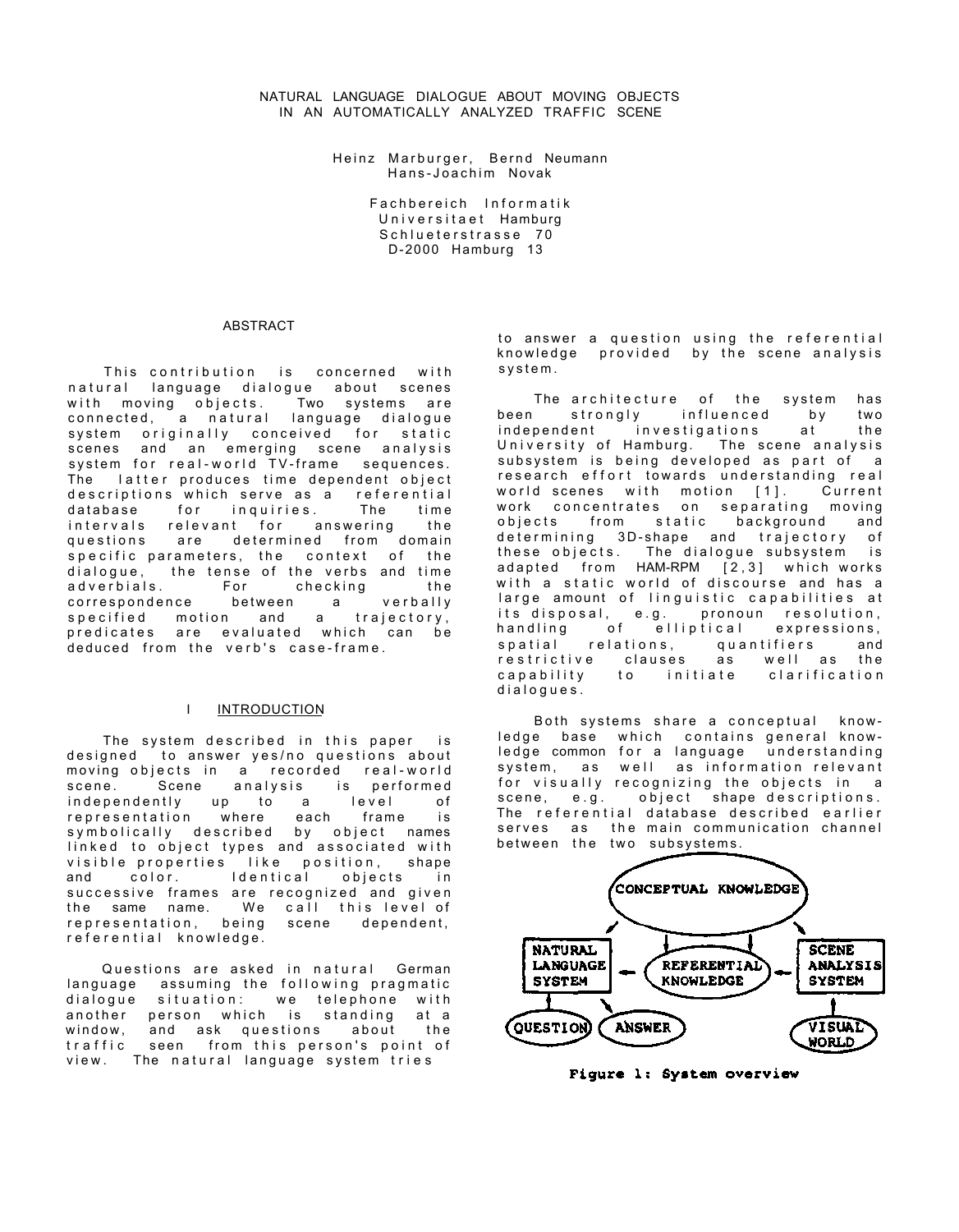# NATURAL LANGUAGE DIALOGUE ABOUT MOVING OBJECTS IN AN AUTOMATICALLY ANALYZED TRAFFIC SCENE

Heinz Marburger, Bernd Neumann
Hans-Joachim Novak

Fachbereich Informatik
Universitaet Hamburg
Schlueterstrasse 70
D-2000 Hamburg 13

## ABSTRACT

This contribution is concerned with natural language dialogue about scenes with moving objects. Two systems are connected, a natural language dialogue system originally conceived for static scenes and an emerging scene analysis system for real-world TV-frame sequences. The latter produces time dependent object descriptions which serve as a referential database for inquiries. The time intervals relevant for answering the questions are determined from domain specific parameters, the context of the dialogue, the tense of the verbs and time adverbials. For checking the correspondence between a verbally specified motion and a trajectory, predicates are evaluated which can be deduced from the verb's case-frame.

## I INTRODUCTION

The system described in this paper is designed to answer yes/no questions about moving objects in a recorded real-world scene. Scene analysis is performed independently up to a level of representation where each frame is symbolically described by object names linked to object types and associated with visible properties like position, shape and color. Identical objects in successive frames are recognized and given the same name. We call this level of representation, being scene dependent, referential knowledge.

Questions are asked in natural German language assuming the following pragmatic dialogue situation: we telephone with another person which is standing at a window, and ask questions about the traffic seen from this person's point of view. The natural language system tries to answer a question using the referential knowledge provided by the scene analysis system.

The architecture of the system has been strongly influenced by two independent investigations at the University of Hamburg. The scene analysis subsystem is being developed as part of a research effort towards understanding real world scenes with motion [1]. Current work concentrates on separating moving objects from static background and determining 3D-shape and trajectory of these objects. The dialogue subsystem is adapted from HAM-RPM [2,3] which works with a static world of discourse and has a large amount of linguistic capabilities at its disposal, e.g. pronoun resolution, handling of elliptical expressions, spatial relations, quantifiers and restrictive clauses as well as the capability to initiate clarification dialogues.

Both systems share a conceptual knowledge base which contains general knowledge common for a language understanding system, as well as information relevant for visually recognizing the objects in a scene, e.g. object shape descriptions. The referential database described earlier serves as the main communication channel between the two subsystems.

Figure 1: System overview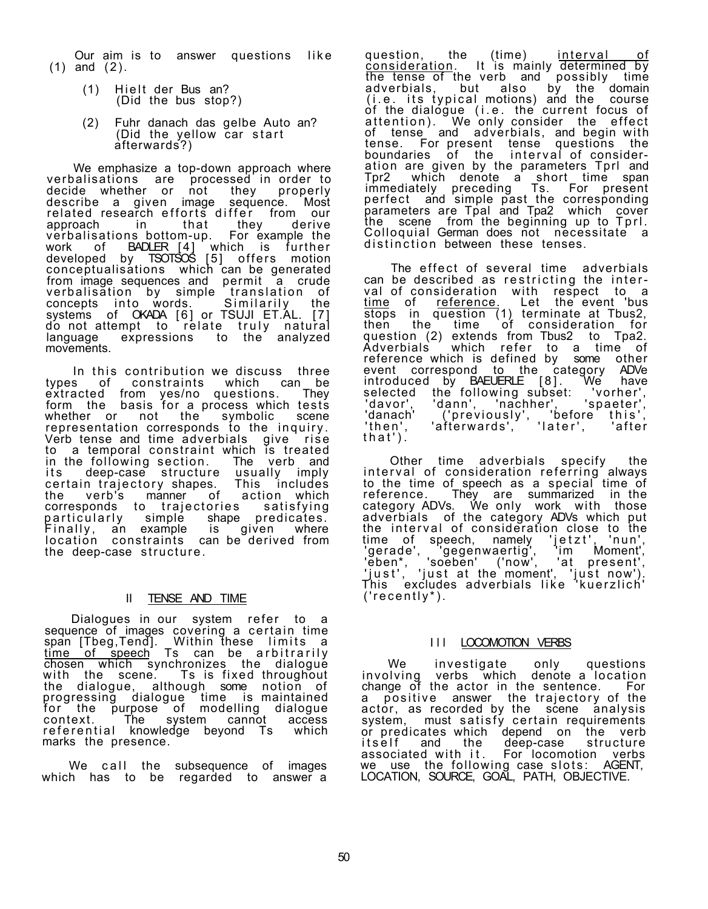Our aim is to answer questions like (1) and (2).

(1) Hielt der Bus an?
(Did the bus stop?)

(2) Fuhr danach das gelbe Auto an?
(Did the yellow car start afterwards?)

We emphasize a top-down approach where verbalisations are processed in order to decide whether or not they properly describe a given image sequence. Most related research efforts differ from our approach in that they derive verbalisations bottom-up. For example the work of BADLER [4] which is further developed by TSOTSOS [5] offers motion conceptualisations which can be generated from image sequences and permit a crude verbalisation by simple translation of concepts into words. Similarily the systems of OKADA [6] or TSUJI ET.AL. [7] do not attempt to relate truly natural language expressions to the analyzed movements.

In this contribution we discuss three types of constraints which can be extracted from yes/no questions. They form the basis for a process which tests whether or not the symbolic scene representation corresponds to the inquiry. Verb tense and time adverbials give rise to a temporal constraint which is treated in the following section. The verb and its deep-case structure usually imply certain trajectory shapes. This includes the verb's manner of action which corresponds to trajectories satisfying particularly simple shape predicates. Finally, an example is given where location constraints can be derived from the deep-case structure.

## II TENSE AND TIME

Dialogues in our system refer to a sequence of images covering a certain time span [Tbeg,Tend]. Within these limits a <u>time of speech</u> Ts can be arbitrarily chosen which synchronizes the dialogue with the scene. Ts is fixed throughout the dialogue, although some notion of progressing dialogue time is maintained for the purpose of modelling dialogue context. The system cannot access referential knowledge beyond Ts which marks the presence.

We call the subsequence of images which has to be regarded to answer a question, the (time) <u>interval of consideration</u>. It is mainly determined by the tense of the verb and possibly time adverbials, but also by the domain (i.e. its typical motions) and the course of the dialogue (i.e. the current focus of attention). We only consider the effect of tense and adverbials, and begin with tense. For present tense questions the boundaries of the interval of consideration are given by the parameters Tpr1 and Tpr2 which denote a short time span immediately preceding Ts. For present perfect and simple past the corresponding parameters are Tpa1 and Tpa2 which cover the scene from the beginning up to Tpr1. Colloquial German does not necessitate a distinction between these tenses.

The effect of several time adverbials can be described as restricting the interval of consideration with respect to a <u>time of reference</u>. Let the event 'bus stops in question (1) terminate at Tbus2, then the time of consideration for question (2) extends from Tbus2 to Tpa2. Adverbials which refer to a time of reference which is defined by some other event correspond to the category ADVe introduced by BAEUERLE [8]. We have selected the following subset: 'vorher', 'davor', 'dann', 'nachher', 'spaeter', 'danach' ('previously', 'before this', 'then', 'afterwards', 'later', 'after that').

Other time adverbials specify the interval of consideration referring always to the time of speech as a special time of reference. They are summarized in the category ADVs. We only work with those adverbials of the category ADVs which put the interval of consideration close to the time of speech, namely 'jetzt', 'nun', 'gerade', 'gegenwaertig', 'im Moment', 'eben*, 'soeben' ('now', 'at present', 'just', 'just at the moment', 'just now'). This excludes adverbials like 'kuerzlich' ('recently*).

## III LOCOMOTION VERBS

We investigate only questions involving verbs which denote a location change of the actor in the sentence. For a positive answer the trajectory of the actor, as recorded by the scene analysis system, must satisfy certain requirements or predicates which depend on the verb itself and the deep-case structure associated with it. For locomotion verbs we use the following case slots: AGENT, LOCATION, SOURCE, GOAL, PATH, OBJECTIVE.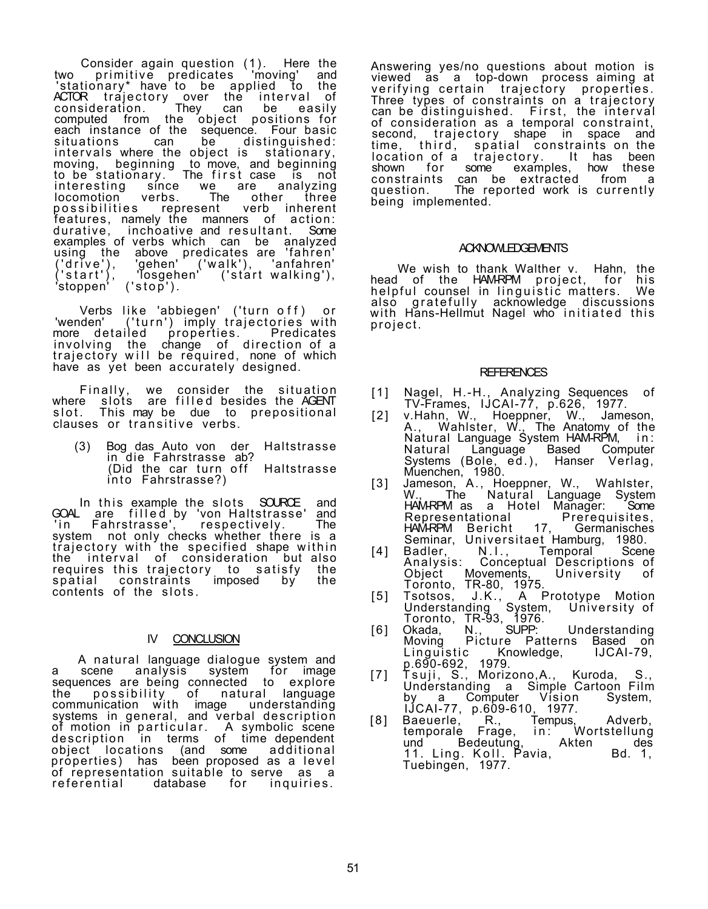Consider again question (1). Here the two primitive predicates 'moving' and 'stationary* have to be applied to the ACTOR trajectory over the interval of consideration. They can be easily computed from the object positions for each instance of the sequence. Four basic situations can be distinguished: intervals where the object is stationary, moving, beginning to move, and beginning to be stationary. The first case is not interesting since we are analyzing locomotion verbs. The other three possibilities represent verb inherent features, namely the manners of action: durative, inchoative and resultant. Some examples of verbs which can be analyzed using the above predicates are 'fahren' ('drive'), 'gehen' ('walk'), 'anfahren' ('start'), 'losgehen' ('start walking'), 'stoppen' ('stop').

Verbs like 'abbiegen' ('turn off) or 'wenden' ('turn') imply trajectories with more detailed properties. Predicates involving the change of direction of a trajectory will be required, none of which have as yet been accurately designed.

Finally, we consider the situation where slots are filled besides the AGENT slot. This may be due to prepositional clauses or transitive verbs.

(3) Bog das Auto von der Haltstrasse in die Fahrstrasse ab?
(Did the car turn off Haltstrasse into Fahrstrasse?)

In this example the slots SOURCE and GOAL are filled by 'von Haltstrasse' and 'in Fahrstrasse', respectively. The system not only checks whether there is a trajectory with the specified shape within the interval of consideration but also requires this trajectory to satisfy the spatial constraints imposed by the contents of the slots.

## IV CONCLUSION

A natural language dialogue system and a scene analysis system for image sequences are being connected to explore the possibility of natural language communication with image understanding systems in general, and verbal description of motion in particular. A symbolic scene description in terms of time dependent object locations (and some additional properties) has been proposed as a level of representation suitable to serve as a referential database for inquiries. Answering yes/no questions about motion is viewed as a top-down process aiming at verifying certain trajectory properties. Three types of constraints on a trajectory can be distinguished. First, the interval of consideration as a temporal constraint, second, trajectory shape in space and time, third, spatial constraints on the location of a trajectory. It has been shown for some examples, how these constraints can be extracted from a question. The reported work is currently being implemented.

## ACKNOWLEDGEMENTS

We wish to thank Walther v. Hahn, the head of the HAM-RPM project, for his helpful counsel in linguistic matters. We also gratefully acknowledge discussions with Hans-Hellmut Nagel who initiated this project.

## REFERENCES

[1] Nagel, H.-H., Analyzing Sequences of TV-Frames, IJCAI-77, p.626, 1977.

[2] v.Hahn, W., Hoeppner, W., Jameson, A., Wahlster, W., The Anatomy of the Natural Language System HAM-RPM, in: Natural Language Based Computer Systems (Bole, ed.), Hanser Verlag, Muenchen, 1980.

[3] Jameson, A., Hoeppner, W., Wahlster, W., The Natural Language System HAM-RPM as a Hotel Manager: Some Representational Prerequisites, HAM-RPM Bericht 17, Germanisches Seminar, Universitaet Hamburg, 1980.

[4] Badler, N.I., Temporal Scene Analysis: Conceptual Descriptions of Object Movements, University of Toronto, TR-80, 1975.

[5] Tsotsos, J.K., A Prototype Motion Understanding System, University of Toronto, TR-93, 1976.

[6] Okada, N., SUPP: Understanding Moving Picture Patterns Based on Linguistic Knowledge, IJCAI-79, p.690-692, 1979.

[7] Tsuji, S., Morizono,A., Kuroda, S., Understanding a Simple Cartoon Film by a Computer Vision System, IJCAI-77, p.609-610, 1977.

[8] Baeuerle, R., Tempus, Adverb, temporale Frage, in: Wortstellung und Bedeutung, Akten des 11. Ling. Koll. Pavia, Bd. 1, Tuebingen, 1977.